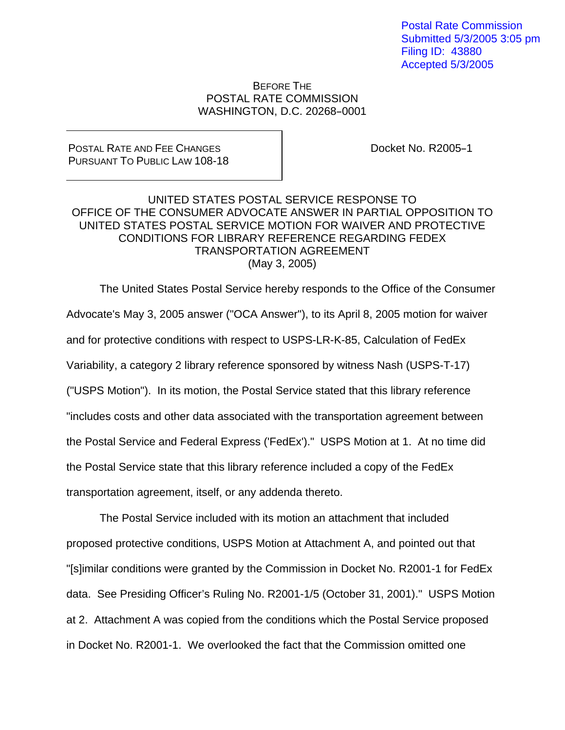Postal Rate Commission
Submitted 5/3/2005 3:05 pm
Filing ID: 43880
Accepted 5/3/2005

BEFORE THE
POSTAL RATE COMMISSION
WASHINGTON, D.C. 20268–0001

| POSTAL RATE AND FEE CHANGES PURSUANT TO PUBLIC LAW 108-18 | Docket No. R2005–1 |
| --- | --- |

## UNITED STATES POSTAL SERVICE RESPONSE TO OFFICE OF THE CONSUMER ADVOCATE ANSWER IN PARTIAL OPPOSITION TO UNITED STATES POSTAL SERVICE MOTION FOR WAIVER AND PROTECTIVE CONDITIONS FOR LIBRARY REFERENCE REGARDING FEDEX TRANSPORTATION AGREEMENT
(May 3, 2005)

The United States Postal Service hereby responds to the Office of the Consumer Advocate's May 3, 2005 answer ("OCA Answer"), to its April 8, 2005 motion for waiver and for protective conditions with respect to USPS-LR-K-85, Calculation of FedEx Variability, a category 2 library reference sponsored by witness Nash (USPS-T-17) ("USPS Motion"). In its motion, the Postal Service stated that this library reference "includes costs and other data associated with the transportation agreement between the Postal Service and Federal Express ('FedEx')." USPS Motion at 1. At no time did the Postal Service state that this library reference included a copy of the FedEx transportation agreement, itself, or any addenda thereto.

The Postal Service included with its motion an attachment that included proposed protective conditions, USPS Motion at Attachment A, and pointed out that "[s]imilar conditions were granted by the Commission in Docket No. R2001-1 for FedEx data. See Presiding Officer's Ruling No. R2001-1/5 (October 31, 2001)." USPS Motion at 2. Attachment A was copied from the conditions which the Postal Service proposed in Docket No. R2001-1. We overlooked the fact that the Commission omitted one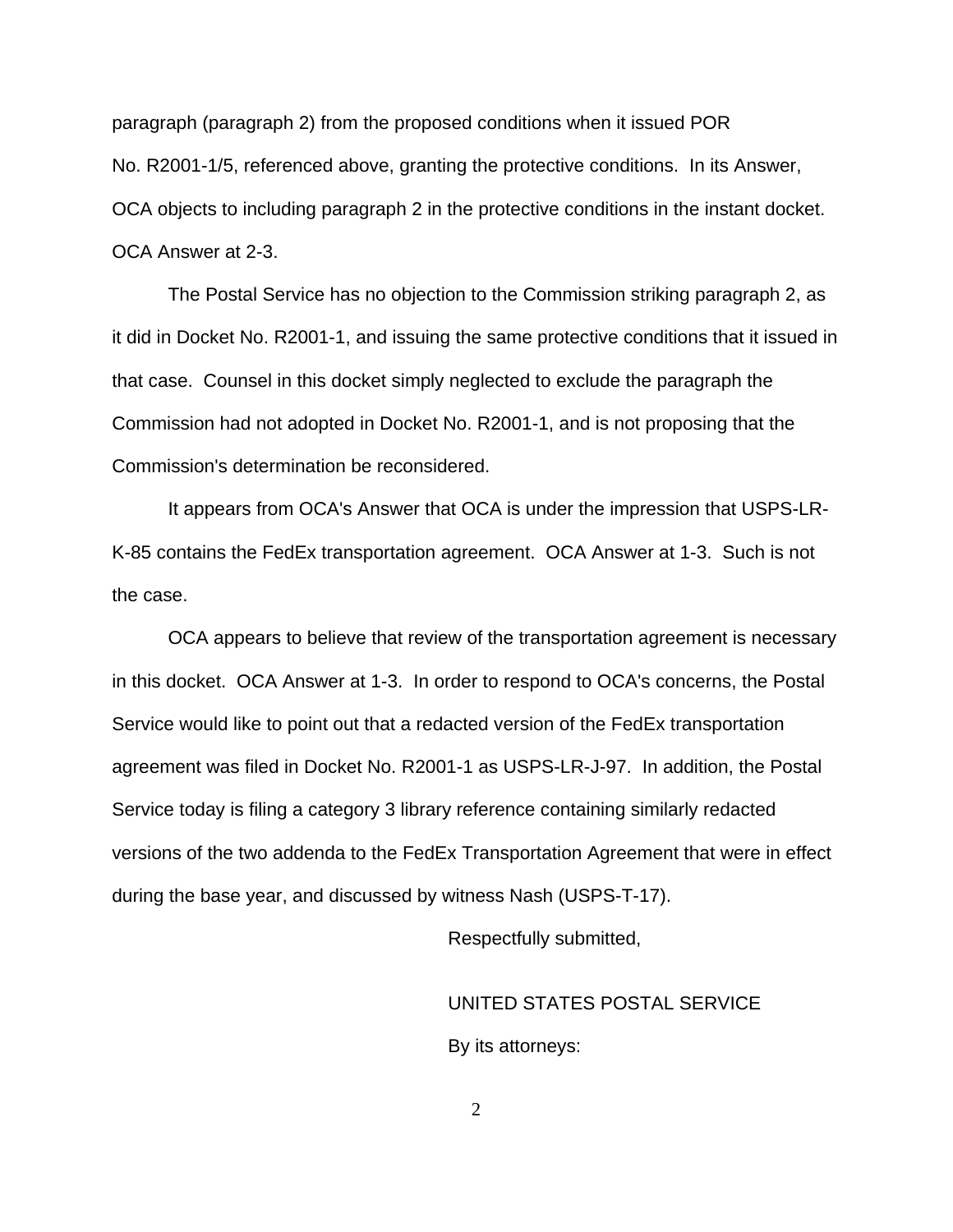paragraph (paragraph 2) from the proposed conditions when it issued POR No. R2001-1/5, referenced above, granting the protective conditions. In its Answer, OCA objects to including paragraph 2 in the protective conditions in the instant docket. OCA Answer at 2-3.

The Postal Service has no objection to the Commission striking paragraph 2, as it did in Docket No. R2001-1, and issuing the same protective conditions that it issued in that case. Counsel in this docket simply neglected to exclude the paragraph the Commission had not adopted in Docket No. R2001-1, and is not proposing that the Commission's determination be reconsidered.

It appears from OCA's Answer that OCA is under the impression that USPS-LR-K-85 contains the FedEx transportation agreement. OCA Answer at 1-3. Such is not the case.

OCA appears to believe that review of the transportation agreement is necessary in this docket. OCA Answer at 1-3. In order to respond to OCA's concerns, the Postal Service would like to point out that a redacted version of the FedEx transportation agreement was filed in Docket No. R2001-1 as USPS-LR-J-97. In addition, the Postal Service today is filing a category 3 library reference containing similarly redacted versions of the two addenda to the FedEx Transportation Agreement that were in effect during the base year, and discussed by witness Nash (USPS-T-17).

Respectfully submitted,

UNITED STATES POSTAL SERVICE

By its attorneys: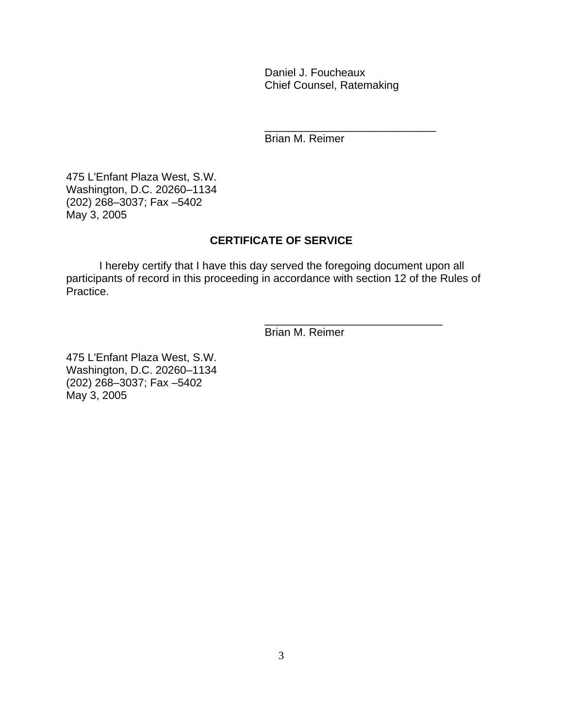Daniel J. Foucheaux
Chief Counsel, Ratemaking

\_\_\_\_\_\_\_\_\_\_\_\_\_\_\_\_\_\_\_\_\_\_\_\_\_\_\_\_\_\_
Brian M. Reimer

475 L'Enfant Plaza West, S.W.
Washington, D.C. 20260–1134
(202) 268–3037; Fax –5402
May 3, 2005

## CERTIFICATE OF SERVICE

I hereby certify that I have this day served the foregoing document upon all participants of record in this proceeding in accordance with section 12 of the Rules of Practice.

\_\_\_\_\_\_\_\_\_\_\_\_\_\_\_\_\_\_\_\_\_\_\_\_\_\_\_\_\_\_
Brian M. Reimer

475 L'Enfant Plaza West, S.W.
Washington, D.C. 20260–1134
(202) 268–3037; Fax –5402
May 3, 2005